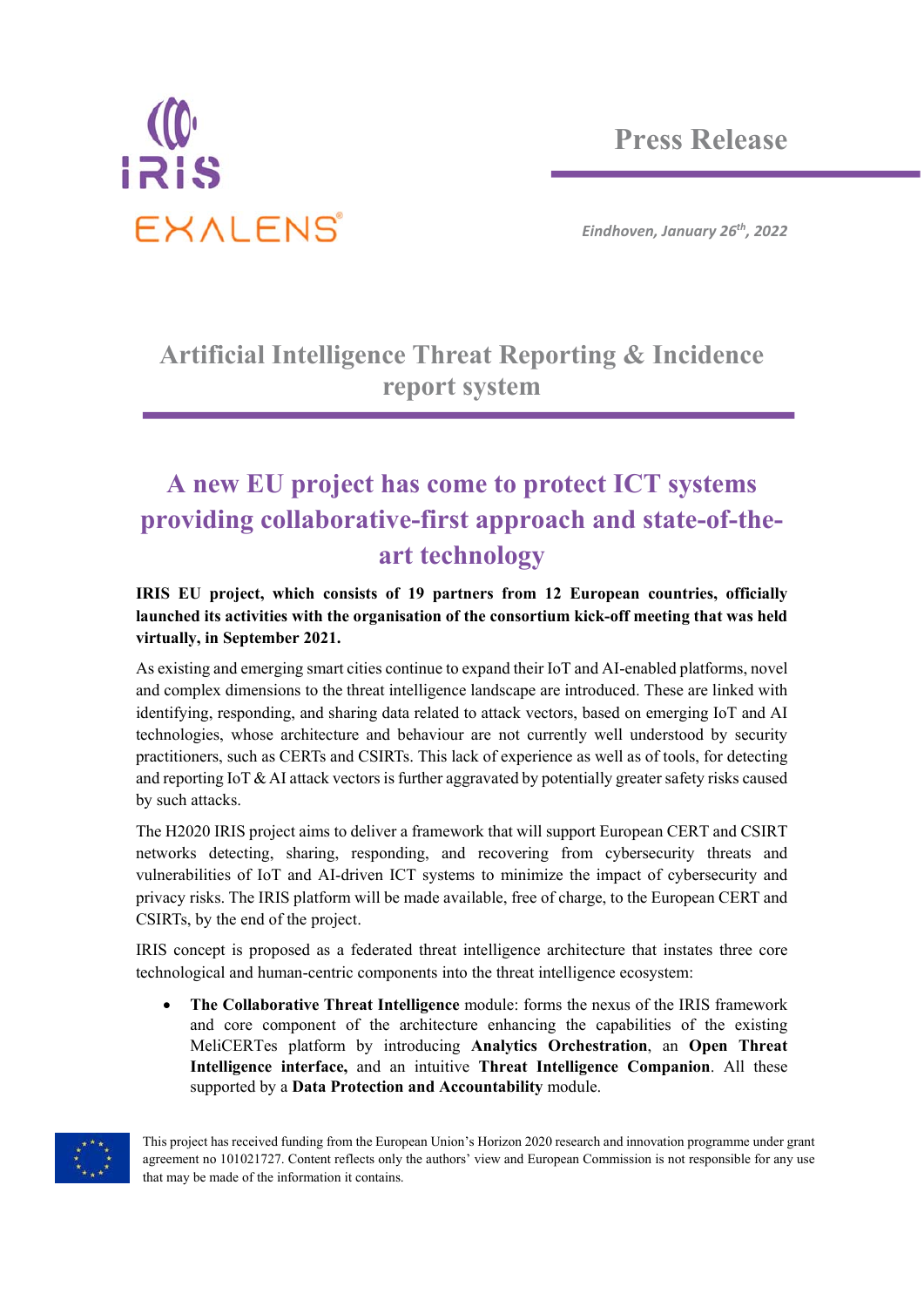IRIS

EXALENS®

# Press Release

*Eindhoven, January 26th, 2022*

## Artificial Intelligence Threat Reporting & Incidence report system

## A new EU project has come to protect ICT systems providing collaborative-first approach and state-of-the-art technology

**IRIS EU project, which consists of 19 partners from 12 European countries, officially launched its activities with the organisation of the consortium kick-off meeting that was held virtually, in September 2021.**

As existing and emerging smart cities continue to expand their IoT and AI-enabled platforms, novel and complex dimensions to the threat intelligence landscape are introduced. These are linked with identifying, responding, and sharing data related to attack vectors, based on emerging IoT and AI technologies, whose architecture and behaviour are not currently well understood by security practitioners, such as CERTs and CSIRTs. This lack of experience as well as of tools, for detecting and reporting IoT & AI attack vectors is further aggravated by potentially greater safety risks caused by such attacks.

The H2020 IRIS project aims to deliver a framework that will support European CERT and CSIRT networks detecting, sharing, responding, and recovering from cybersecurity threats and vulnerabilities of IoT and AI-driven ICT systems to minimize the impact of cybersecurity and privacy risks. The IRIS platform will be made available, free of charge, to the European CERT and CSIRTs, by the end of the project.

IRIS concept is proposed as a federated threat intelligence architecture that instates three core technological and human-centric components into the threat intelligence ecosystem:

- **The Collaborative Threat Intelligence** module: forms the nexus of the IRIS framework and core component of the architecture enhancing the capabilities of the existing MeliCERTes platform by introducing **Analytics Orchestration**, an **Open Threat Intelligence interface,** and an intuitive **Threat Intelligence Companion**. All these supported by a **Data Protection and Accountability** module.

This project has received funding from the European Union's Horizon 2020 research and innovation programme under grant agreement no 101021727. Content reflects only the authors' view and European Commission is not responsible for any use that may be made of the information it contains.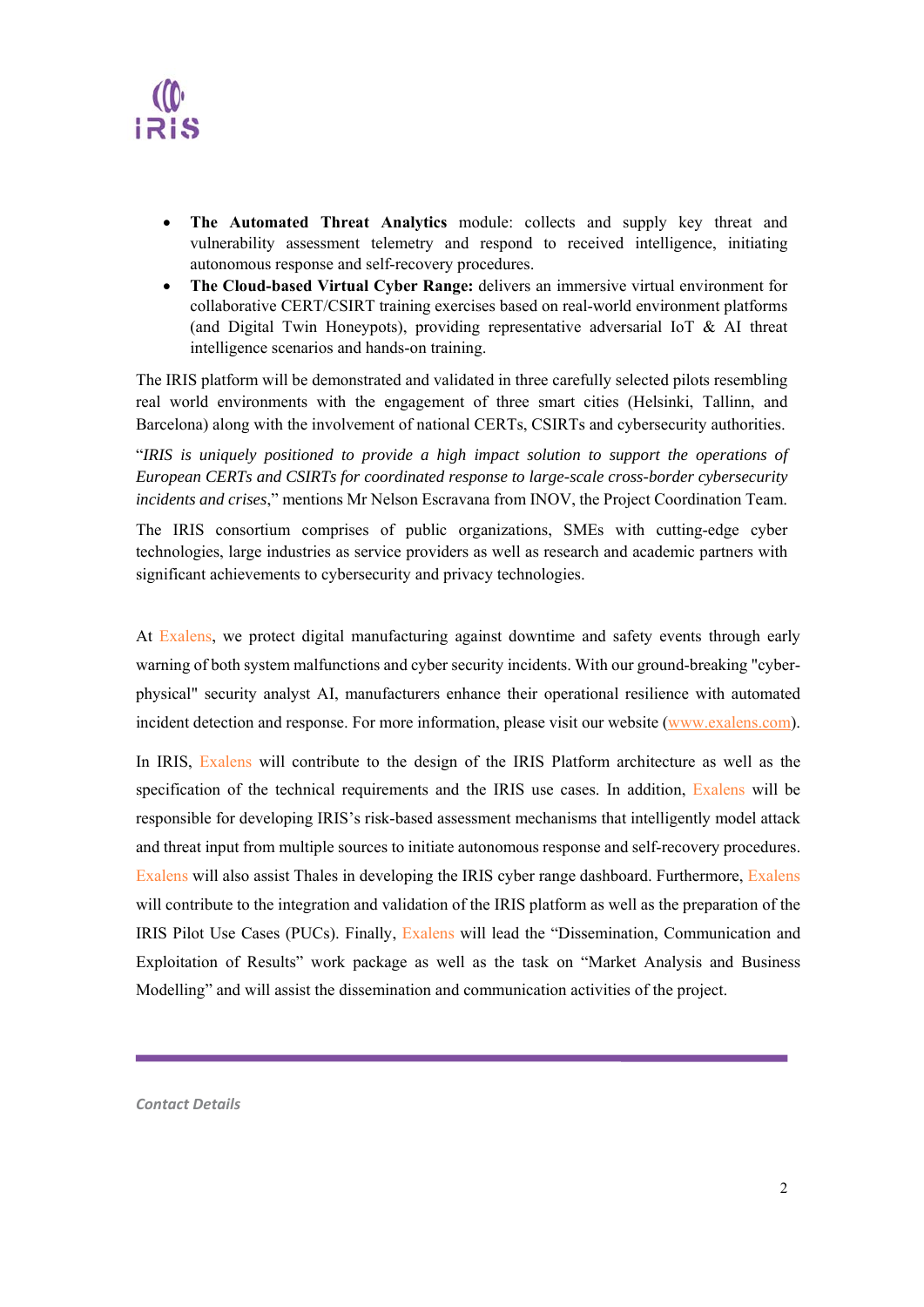- **The Automated Threat Analytics** module: collects and supply key threat and vulnerability assessment telemetry and respond to received intelligence, initiating autonomous response and self-recovery procedures.
- **The Cloud-based Virtual Cyber Range:** delivers an immersive virtual environment for collaborative CERT/CSIRT training exercises based on real-world environment platforms (and Digital Twin Honeypots), providing representative adversarial IoT & AI threat intelligence scenarios and hands-on training.

The IRIS platform will be demonstrated and validated in three carefully selected pilots resembling real world environments with the engagement of three smart cities (Helsinki, Tallinn, and Barcelona) along with the involvement of national CERTs, CSIRTs and cybersecurity authorities.

"*IRIS is uniquely positioned to provide a high impact solution to support the operations of European CERTs and CSIRTs for coordinated response to large-scale cross-border cybersecurity incidents and crises*," mentions Mr Nelson Escravana from INOV, the Project Coordination Team.

The IRIS consortium comprises of public organizations, SMEs with cutting-edge cyber technologies, large industries as service providers as well as research and academic partners with significant achievements to cybersecurity and privacy technologies.

At Exalens, we protect digital manufacturing against downtime and safety events through early warning of both system malfunctions and cyber security incidents. With our ground-breaking "cyber-physical" security analyst AI, manufacturers enhance their operational resilience with automated incident detection and response. For more information, please visit our website (www.exalens.com).

In IRIS, Exalens will contribute to the design of the IRIS Platform architecture as well as the specification of the technical requirements and the IRIS use cases. In addition, Exalens will be responsible for developing IRIS's risk-based assessment mechanisms that intelligently model attack and threat input from multiple sources to initiate autonomous response and self-recovery procedures. Exalens will also assist Thales in developing the IRIS cyber range dashboard. Furthermore, Exalens will contribute to the integration and validation of the IRIS platform as well as the preparation of the IRIS Pilot Use Cases (PUCs). Finally, Exalens will lead the "Dissemination, Communication and Exploitation of Results" work package as well as the task on "Market Analysis and Business Modelling" and will assist the dissemination and communication activities of the project.

***Contact Details***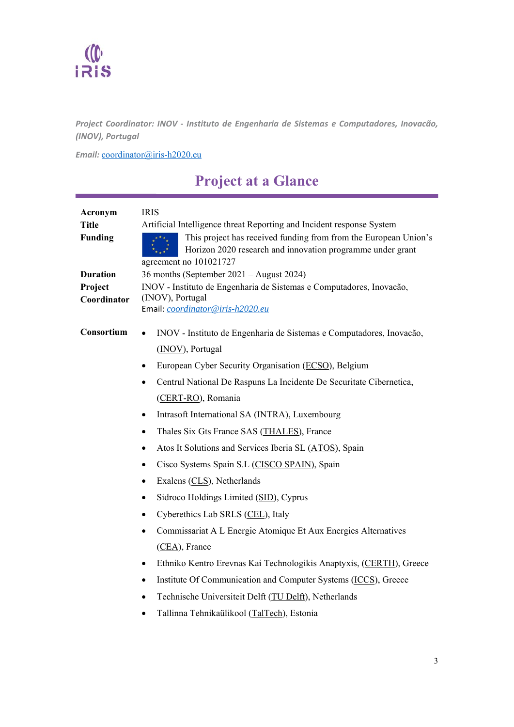*Project Coordinator: INOV - Instituto de Engenharia de Sistemas e Computadores, Inovação, (INOV), Portugal*

*Email:* coordinator@iris-h2020.eu

# Project at a Glance

| | |
|---|---|
| **Acronym** | IRIS |
| **Title** | Artificial Intelligence threat Reporting and Incident response System |
| **Funding** | This project has received funding from from the European Union's Horizon 2020 research and innovation programme under grant agreement no 101021727 |
| **Duration** | 36 months (September 2021 – August 2024) |
| **Project Coordinator** | INOV - Instituto de Engenharia de Sistemas e Computadores, Inovação, (INOV), Portugal<br>Email: *coordinator@iris-h2020.eu* |
| **Consortium** | • INOV - Instituto de Engenharia de Sistemas e Computadores, Inovação, (INOV), Portugal<br>• European Cyber Security Organisation (ECSO), Belgium<br>• Centrul National De Raspuns La Incidente De Securitate Cibernetica, (CERT-RO), Romania<br>• Intrasoft International SA (INTRA), Luxembourg<br>• Thales Six Gts France SAS (THALES), France<br>• Atos It Solutions and Services Iberia SL (ATOS), Spain<br>• Cisco Systems Spain S.L (CISCO SPAIN), Spain<br>• Exalens (CLS), Netherlands<br>• Sidroco Holdings Limited (SID), Cyprus<br>• Cyberethics Lab SRLS (CEL), Italy<br>• Commissariat A L Energie Atomique Et Aux Energies Alternatives (CEA), France<br>• Ethniko Kentro Erevnas Kai Technologikis Anaptyxis, (CERTH), Greece<br>• Institute Of Communication and Computer Systems (ICCS), Greece<br>• Technische Universiteit Delft (TU Delft), Netherlands<br>• Tallinna Tehnikaülikool (TalTech), Estonia |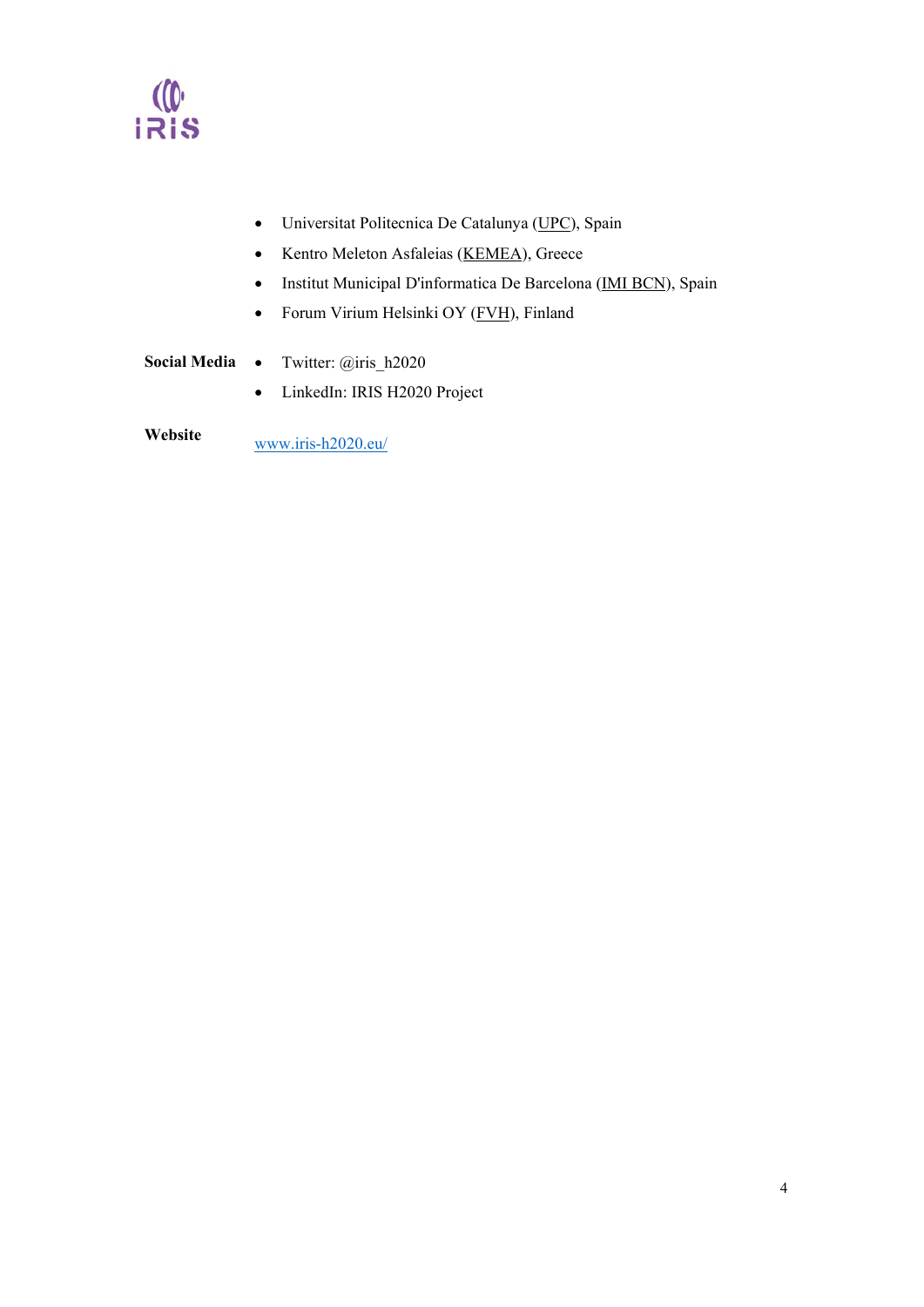- Universitat Politecnica De Catalunya (UPC), Spain
- Kentro Meleton Asfaleias (KEMEA), Greece
- Institut Municipal D'informatica De Barcelona (IMI BCN), Spain
- Forum Virium Helsinki OY (FVH), Finland

**Social Media**

- Twitter: @iris_h2020
- LinkedIn: IRIS H2020 Project

**Website**

www.iris-h2020.eu/